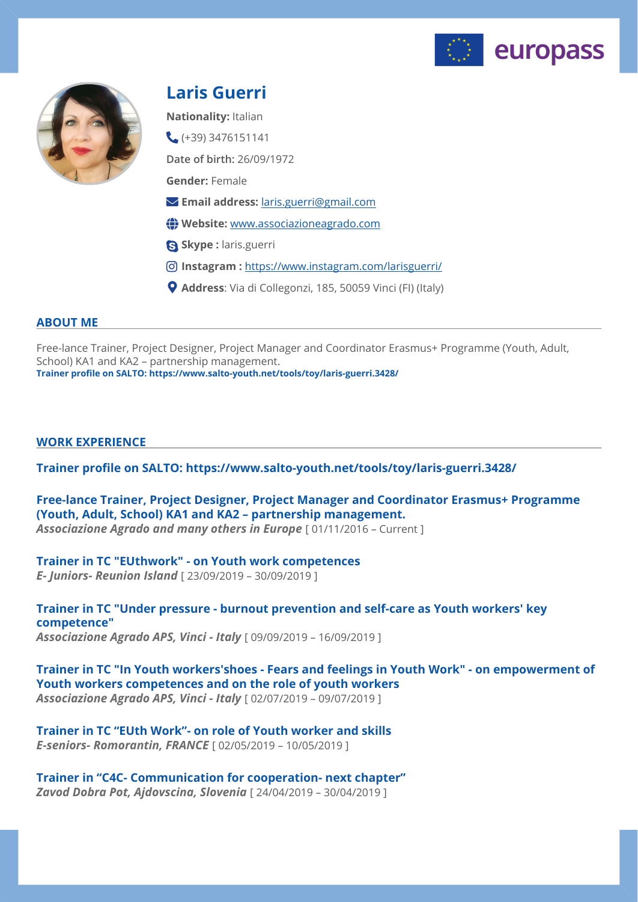europass

# Laris Guerri

**Nationality:** Italian

(+39) 3476151141

**Date of birth:** 26/09/1972

**Gender:** Female

**Email address:** laris.guerri@gmail.com

**Website:** www.associazioneagrado.com

**Skype :** laris.guerri

**Instagram :** https://www.instagram.com/larisguerri/

**Address**: Via di Collegonzi, 185, 50059 Vinci (FI) (Italy)

## ABOUT ME

Free-lance Trainer, Project Designer, Project Manager and Coordinator Erasmus+ Programme (Youth, Adult, School) KA1 and KA2 – partnership management.
**Trainer profile on SALTO: https://www.salto-youth.net/tools/toy/laris-guerri.3428/**

## WORK EXPERIENCE

### Trainer profile on SALTO: https://www.salto-youth.net/tools/toy/laris-guerri.3428/

### Free-lance Trainer, Project Designer, Project Manager and Coordinator Erasmus+ Programme (Youth, Adult, School) KA1 and KA2 – partnership management.

***Associazione Agrado and many others in Europe*** [ 01/11/2016 – Current ]

### Trainer in TC "EUthwork" - on Youth work competences

***E- Juniors- Reunion Island*** [ 23/09/2019 – 30/09/2019 ]

### Trainer in TC "Under pressure - burnout prevention and self-care as Youth workers' key competence"

***Associazione Agrado APS, Vinci - Italy*** [ 09/09/2019 – 16/09/2019 ]

### Trainer in TC "In Youth workers'shoes - Fears and feelings in Youth Work" - on empowerment of Youth workers competences and on the role of youth workers

***Associazione Agrado APS, Vinci - Italy*** [ 02/07/2019 – 09/07/2019 ]

### Trainer in TC "EUth Work"- on role of Youth worker and skills

***E-seniors- Romorantin, FRANCE*** [ 02/05/2019 – 10/05/2019 ]

### Trainer in "C4C- Communication for cooperation- next chapter"

***Zavod Dobra Pot, Ajdovscina, Slovenia*** [ 24/04/2019 – 30/04/2019 ]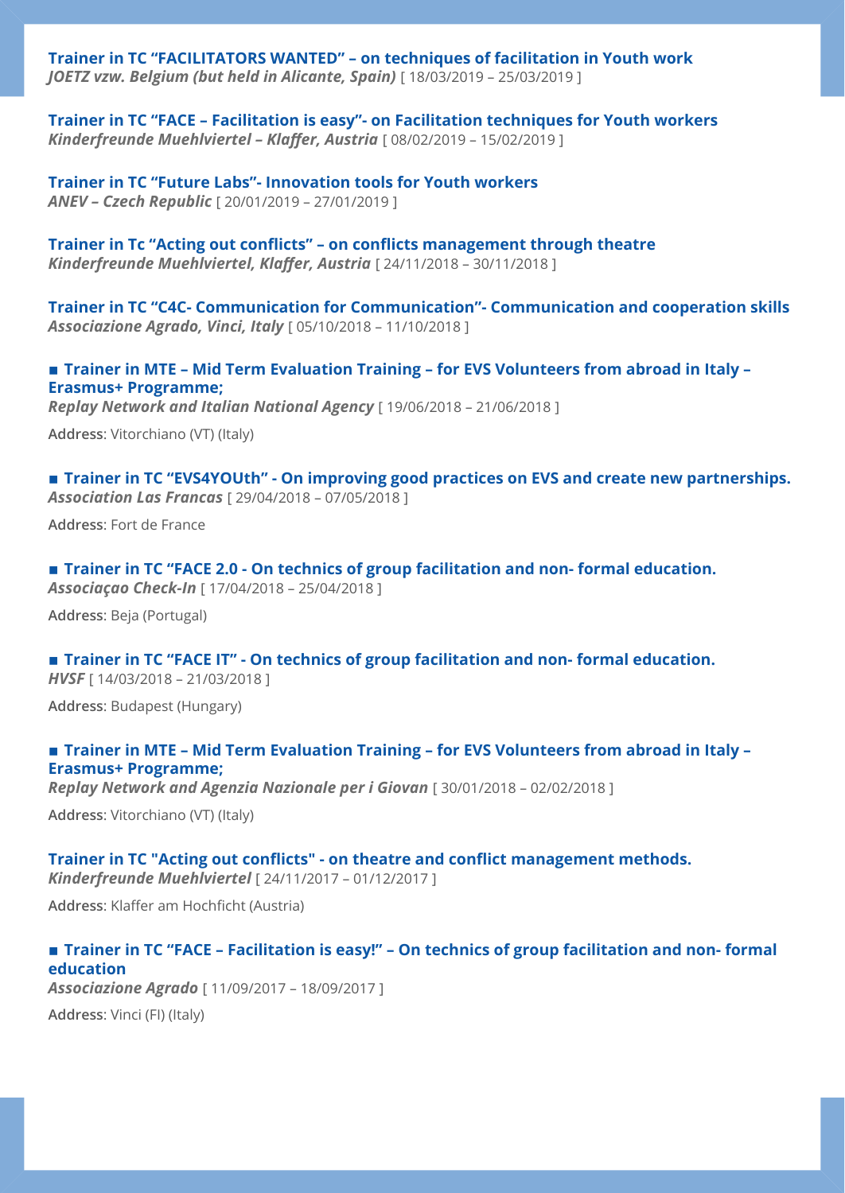**Trainer in TC "FACILITATORS WANTED" – on techniques of facilitation in Youth work**
***JOETZ vzw. Belgium (but held in Alicante, Spain)*** [ 18/03/2019 – 25/03/2019 ]

**Trainer in TC "FACE – Facilitation is easy"- on Facilitation techniques for Youth workers**
***Kinderfreunde Muehlviertel – Klaffer, Austria*** [ 08/02/2019 – 15/02/2019 ]

**Trainer in TC "Future Labs"- Innovation tools for Youth workers**
***ANEV – Czech Republic*** [ 20/01/2019 – 27/01/2019 ]

**Trainer in Tc "Acting out conflicts" – on conflicts management through theatre**
***Kinderfreunde Muehlviertel, Klaffer, Austria*** [ 24/11/2018 – 30/11/2018 ]

**Trainer in TC "C4C- Communication for Communication"- Communication and cooperation skills**
***Associazione Agrado, Vinci, Italy*** [ 05/10/2018 – 11/10/2018 ]

**■ Trainer in MTE – Mid Term Evaluation Training – for EVS Volunteers from abroad in Italy – Erasmus+ Programme;**
***Replay Network and Italian National Agency*** [ 19/06/2018 – 21/06/2018 ]

**Address**: Vitorchiano (VT) (Italy)

**■ Trainer in TC "EVS4YOUth" - On improving good practices on EVS and create new partnerships.**
***Association Las Francas*** [ 29/04/2018 – 07/05/2018 ]

**Address**: Fort de France

**■ Trainer in TC "FACE 2.0 - On technics of group facilitation and non- formal education.**
***Associaçao Check-In*** [ 17/04/2018 – 25/04/2018 ]

**Address**: Beja (Portugal)

**■ Trainer in TC "FACE IT" - On technics of group facilitation and non- formal education.**
***HVSF*** [ 14/03/2018 – 21/03/2018 ]

**Address**: Budapest (Hungary)

**■ Trainer in MTE – Mid Term Evaluation Training – for EVS Volunteers from abroad in Italy – Erasmus+ Programme;**
***Replay Network and Agenzia Nazionale per i Giovan*** [ 30/01/2018 – 02/02/2018 ]

**Address**: Vitorchiano (VT) (Italy)

**Trainer in TC "Acting out conflicts" - on theatre and conflict management methods.**
***Kinderfreunde Muehlviertel*** [ 24/11/2017 – 01/12/2017 ]

**Address**: Klaffer am Hochficht (Austria)

**■ Trainer in TC "FACE – Facilitation is easy!" – On technics of group facilitation and non- formal education**
***Associazione Agrado*** [ 11/09/2017 – 18/09/2017 ]

**Address**: Vinci (FI) (Italy)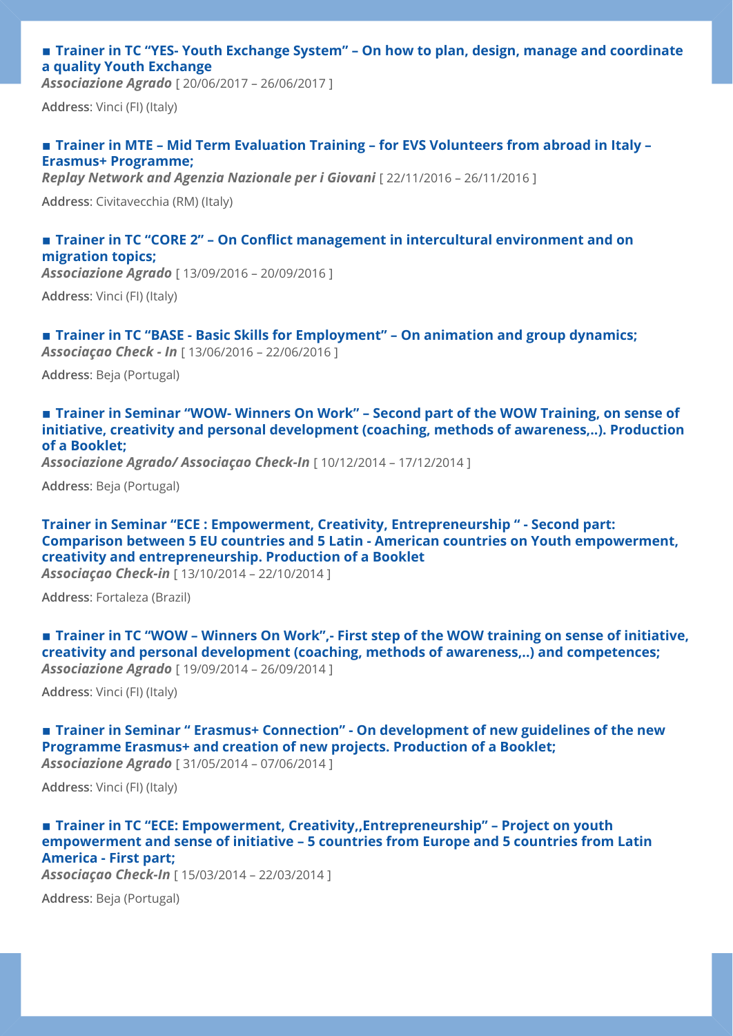**■ Trainer in TC "YES- Youth Exchange System" – On how to plan, design, manage and coordinate a quality Youth Exchange**
***Associazione Agrado*** [ 20/06/2017 – 26/06/2017 ]

**Address**: Vinci (FI) (Italy)

**■ Trainer in MTE – Mid Term Evaluation Training – for EVS Volunteers from abroad in Italy – Erasmus+ Programme;**
***Replay Network and Agenzia Nazionale per i Giovani*** [ 22/11/2016 – 26/11/2016 ]

**Address**: Civitavecchia (RM) (Italy)

**■ Trainer in TC "CORE 2" – On Conflict management in intercultural environment and on migration topics;**
***Associazione Agrado*** [ 13/09/2016 – 20/09/2016 ]

**Address**: Vinci (FI) (Italy)

**■ Trainer in TC "BASE - Basic Skills for Employment" – On animation and group dynamics;**
***Associaçao Check - In*** [ 13/06/2016 – 22/06/2016 ]

**Address**: Beja (Portugal)

**■ Trainer in Seminar "WOW- Winners On Work" – Second part of the WOW Training, on sense of initiative, creativity and personal development (coaching, methods of awareness,..). Production of a Booklet;**
***Associazione Agrado/ Associaçao Check-In*** [ 10/12/2014 – 17/12/2014 ]

**Address**: Beja (Portugal)

**Trainer in Seminar "ECE : Empowerment, Creativity, Entrepreneurship " - Second part: Comparison between 5 EU countries and 5 Latin - American countries on Youth empowerment, creativity and entrepreneurship. Production of a Booklet**
***Associaçao Check-in*** [ 13/10/2014 – 22/10/2014 ]

**Address**: Fortaleza (Brazil)

**■ Trainer in TC "WOW – Winners On Work",- First step of the WOW training on sense of initiative, creativity and personal development (coaching, methods of awareness,..) and competences;**
***Associazione Agrado*** [ 19/09/2014 – 26/09/2014 ]

**Address**: Vinci (FI) (Italy)

**■ Trainer in Seminar " Erasmus+ Connection" - On development of new guidelines of the new Programme Erasmus+ and creation of new projects. Production of a Booklet;**
***Associazione Agrado*** [ 31/05/2014 – 07/06/2014 ]

**Address**: Vinci (FI) (Italy)

**■ Trainer in TC "ECE: Empowerment, Creativity,,Entrepreneurship" – Project on youth empowerment and sense of initiative – 5 countries from Europe and 5 countries from Latin America - First part;**
***Associaçao Check-In*** [ 15/03/2014 – 22/03/2014 ]

**Address**: Beja (Portugal)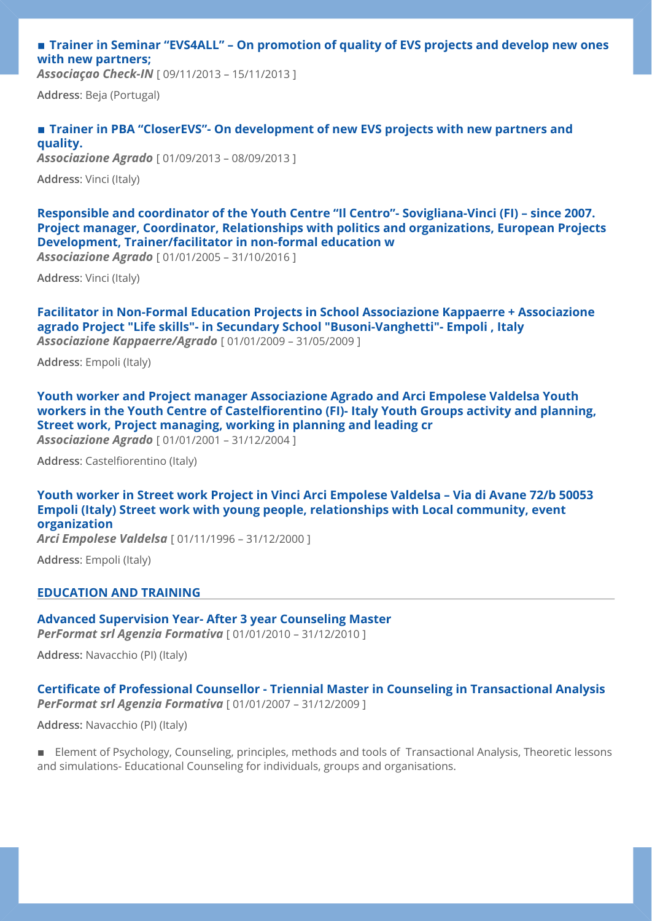### ■ Trainer in Seminar "EVS4ALL" – On promotion of quality of EVS projects and develop new ones with new partners;

***Associaçao Check-IN*** [ 09/11/2013 – 15/11/2013 ]

**Address**: Beja (Portugal)

### ■ Trainer in PBA "CloserEVS"- On development of new EVS projects with new partners and quality.

***Associazione Agrado*** [ 01/09/2013 – 08/09/2013 ]

**Address**: Vinci (Italy)

### Responsible and coordinator of the Youth Centre "Il Centro"- Sovigliana-Vinci (FI) – since 2007. Project manager, Coordinator, Relationships with politics and organizations, European Projects Development, Trainer/facilitator in non-formal education w

***Associazione Agrado*** [ 01/01/2005 – 31/10/2016 ]

**Address**: Vinci (Italy)

### Facilitator in Non-Formal Education Projects in School Associazione Kappaerre + Associazione agrado Project "Life skills"- in Secundary School "Busoni-Vanghetti"- Empoli , Italy

***Associazione Kappaerre/Agrado*** [ 01/01/2009 – 31/05/2009 ]

**Address**: Empoli (Italy)

### Youth worker and Project manager Associazione Agrado and Arci Empolese Valdelsa Youth workers in the Youth Centre of Castelfiorentino (FI)- Italy Youth Groups activity and planning, Street work, Project managing, working in planning and leading cr

***Associazione Agrado*** [ 01/01/2001 – 31/12/2004 ]

**Address**: Castelfiorentino (Italy)

### Youth worker in Street work Project in Vinci Arci Empolese Valdelsa – Via di Avane 72/b 50053 Empoli (Italy) Street work with young people, relationships with Local community, event organization

***Arci Empolese Valdelsa*** [ 01/11/1996 – 31/12/2000 ]

**Address**: Empoli (Italy)

## EDUCATION AND TRAINING

### Advanced Supervision Year- After 3 year Counseling Master

***PerFormat srl Agenzia Formativa*** [ 01/01/2010 – 31/12/2010 ]

**Address:** Navacchio (PI) (Italy)

### Certificate of Professional Counsellor - Triennial Master in Counseling in Transactional Analysis

***PerFormat srl Agenzia Formativa*** [ 01/01/2007 – 31/12/2009 ]

**Address:** Navacchio (PI) (Italy)

■ Element of Psychology, Counseling, principles, methods and tools of Transactional Analysis, Theoretic lessons and simulations- Educational Counseling for individuals, groups and organisations.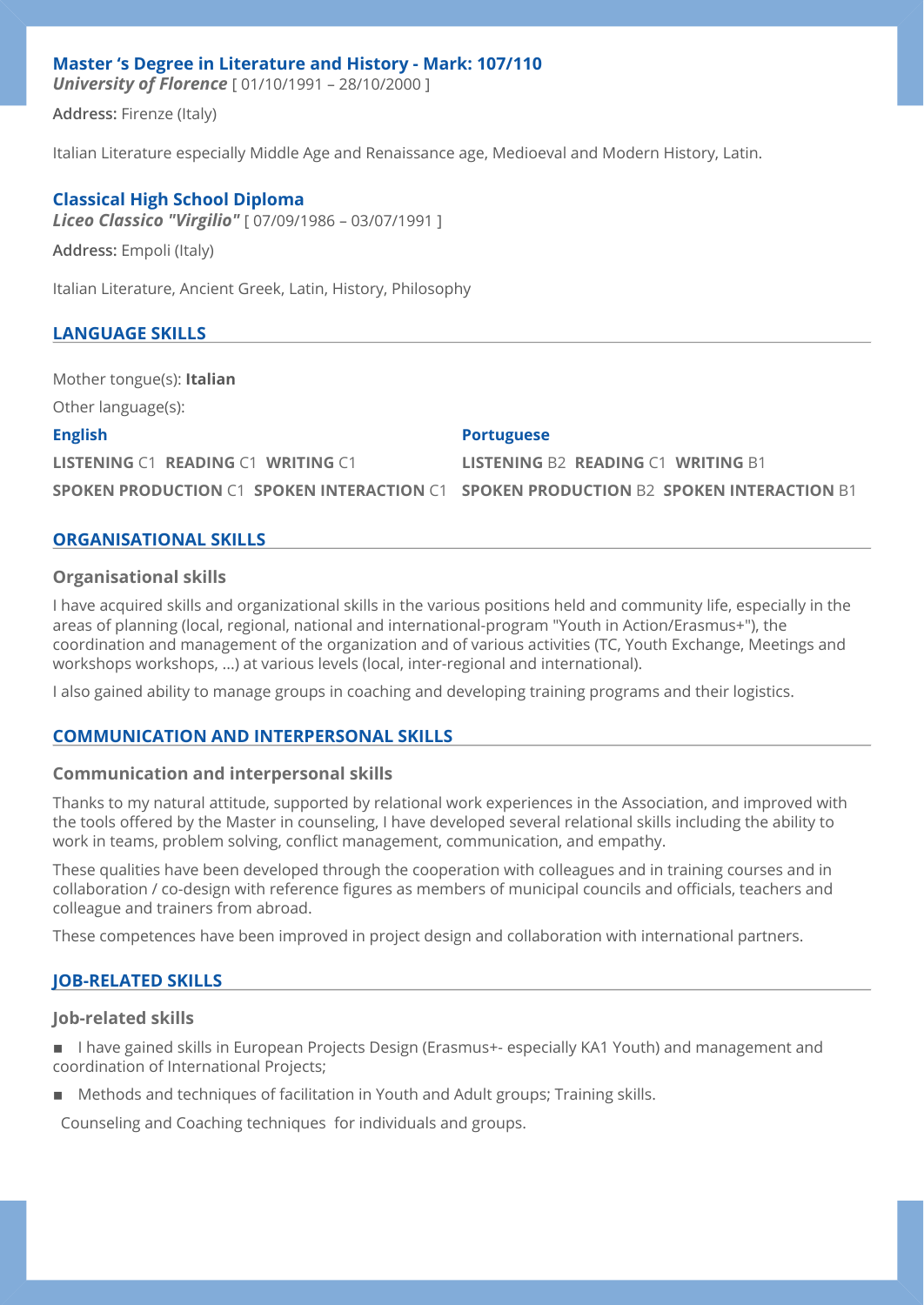### Master 's Degree in Literature and History - Mark: 107/110

***University of Florence*** [ 01/10/1991 – 28/10/2000 ]

**Address:** Firenze (Italy)

Italian Literature especially Middle Age and Renaissance age, Medioeval and Modern History, Latin.

### Classical High School Diploma

***Liceo Classico "Virgilio"*** [ 07/09/1986 – 03/07/1991 ]

**Address:** Empoli (Italy)

Italian Literature, Ancient Greek, Latin, History, Philosophy

## LANGUAGE SKILLS

Mother tongue(s): **Italian**

Other language(s):

**English**

**LISTENING** C1 **READING** C1 **WRITING** C1

**SPOKEN PRODUCTION** C1 **SPOKEN INTERACTION** C1

**Portuguese**

**LISTENING** B2 **READING** C1 **WRITING** B1

**SPOKEN PRODUCTION** B2 **SPOKEN INTERACTION** B1

## ORGANISATIONAL SKILLS

### Organisational skills

I have acquired skills and organizational skills in the various positions held and community life, especially in the areas of planning (local, regional, national and international-program "Youth in Action/Erasmus+"), the coordination and management of the organization and of various activities (TC, Youth Exchange, Meetings and workshops workshops, ...) at various levels (local, inter-regional and international).

I also gained ability to manage groups in coaching and developing training programs and their logistics.

## COMMUNICATION AND INTERPERSONAL SKILLS

### Communication and interpersonal skills

Thanks to my natural attitude, supported by relational work experiences in the Association, and improved with the tools offered by the Master in counseling, I have developed several relational skills including the ability to work in teams, problem solving, conflict management, communication, and empathy.

These qualities have been developed through the cooperation with colleagues and in training courses and in collaboration / co-design with reference figures as members of municipal councils and officials, teachers and colleague and trainers from abroad.

These competences have been improved in project design and collaboration with international partners.

## JOB-RELATED SKILLS

### Job-related skills

- I have gained skills in European Projects Design (Erasmus+- especially KA1 Youth) and management and coordination of International Projects;
- Methods and techniques of facilitation in Youth and Adult groups; Training skills.

Counseling and Coaching techniques for individuals and groups.